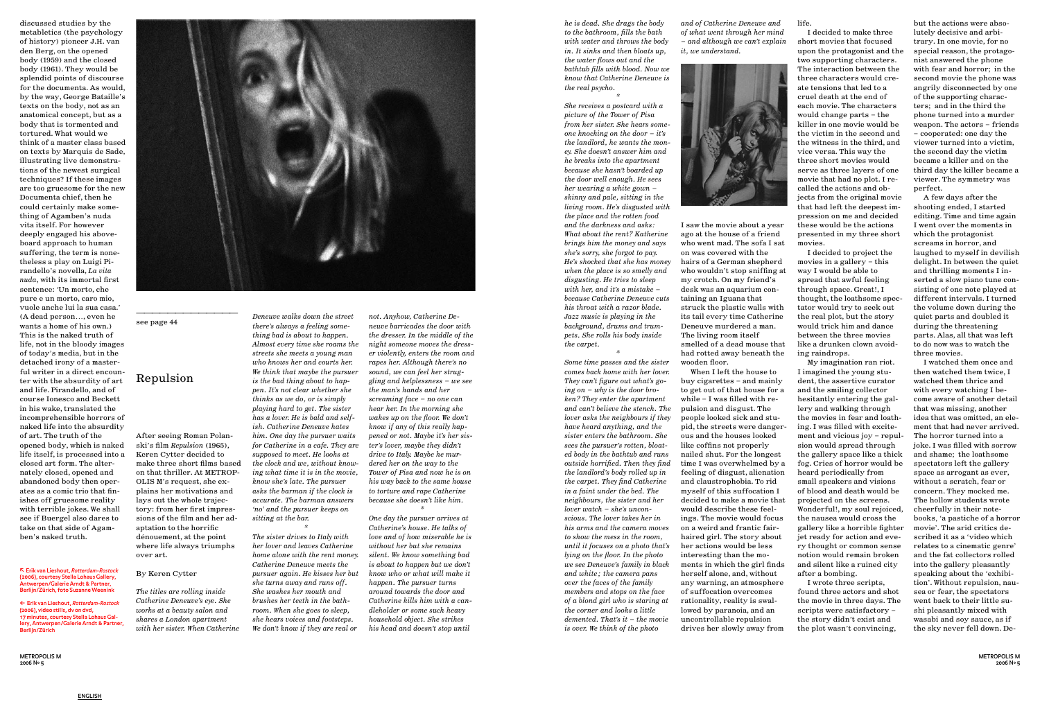discussed studies by the metabletics (the psychology of history) pioneer J.H. van den Berg, on the opened body (1959) and the closed body (1961). They would be splendid points of discourse for the documenta. As would, by the way, George Bataille's texts on the body, not as an anatomical concept, but as a body that is tormented and tortured. What would we think of a master class based on texts by Marquis de Sade, illustrating live demonstrations of the newest surgical techniques? If these images are too gruesome for the new Documenta chief, then he could certainly make something of Agamben's nuda vita itself. For however deeply engaged his aboveboard approach to human suffering, the term is nonetheless a play on Luigi Pirandello's novella, *La vita nuda*, with its immortal first sentence: 'Un morto, che pure e un morto, caro mio, vuole anche lui la sua casa.' (A dead person…, even he wants a home of his own.) This is the naked truth of life, not in the bloody images of today's media, but in the detached irony of a masterful writer in a direct encounter with the absurdity of art and life. Pirandello, and of course Ionesco and Beckett in his wake, translated the incomprehensible horrors of naked life into the absurdity of art. The truth of the opened body, which is naked life itself, is processed into a closed art form. The alternately closed, opened and abandoned body then operates as a comic trio that finishes off gruesome reality with terrible jokes. We shall see if Buergel also dares to take on that side of Agamben's naked truth.

↖ Erik van Lieshout, *Rotterdam-Rostock* (2006), courtesy Stella Lohaus Gallery, Antwerpen/Galerie Arndt & Partner, Berlijn/Zürich, foto Suzanne Weenink

← Erik van Lieshout, *Rotterdam-Rostock* (2006), video stills, dv on dvd, 17 minutes, courtesy Stella Lohaus Gallery, Antwerpen/Galerie Arndt & Partner, Berlijn/Zürich

see page 44

## Repulsion

After seeing Roman Polanski's film *Repulsion* (1965), Keren Cytter decided to make three short films based on that thriller. At METROPOLIS M's request, she explains her motivations and lays out the whole trajectory: from her first impressions of the film and her adaptation to the horrific dénouement, at the point where life always triumphs over art.

By Keren Cytter

*The titles are rolling inside Catherine Deneuve's eye. She works at a beauty salon and shares a London apartment with her sister. When Catherine Deneuve walks down the street there's always a feeling something bad is about to happen. Almost every time she roams the streets she meets a young man who knows her and courts her. We think that maybe the pursuer is the bad thing about to happen. It's not clear whether she thinks as we do, or is simply playing hard to get. The sister has a lover. He is bald and selfish. Catherine Deneuve hates him. One day the pursuer waits for Catherine in a cafe. They are supposed to meet. He looks at the clock and we, without knowing what time it is in the movie, know she's late. The pursuer asks the barman if the clock is accurate. The barman answers 'no' and the pursuer keeps on sitting at the bar.*

*

*The sister drives to Italy with her lover and leaves Catherine home alone with the rent money. Catherine Deneuve meets the pursuer again. He kisses her but she turns away and runs off. She washes her mouth and brushes her teeth in the bathroom. When she goes to sleep, she hears voices and footsteps. We don't know if they are real or not. Anyhow, Catherine Deneuve barricades the door with the dresser. In the middle of the night someone moves the dresser violently, enters the room and rapes her. Although there's no sound, we can feel her struggling and helplessness – we see the man's hands and her screaming face – no one can hear her. In the morning she wakes up on the floor. We don't know if any of this really happened or not. Maybe it's her sister's lover, maybe they didn't drive to Italy. Maybe he murdered her on the way to the Tower of Pisa and now he is on his way back to the same house to torture and rape Catherine because she doesn't like him.*

*

*One day the pursuer arrives at Catherine's house. He talks of love and of how miserable he is without her but she remains silent. We know something bad is about to happen but we don't know who or what will make it happen. The pursuer turns around towards the door and Catherine kills him with a candleholder or some such heavy household object. She strikes his head and doesn't stop until he is dead. She drags the body to the bathroom, fills the bath with water and throws the body in. It sinks and then bloats up, the water flows out and the bathtub fills with blood. Now we know that Catherine Deneuve is the real psycho.*

*

*She receives a postcard with a picture of the Tower of Pisa from her sister. She hears someone knocking on the door – it's the landlord, he wants the money. She doesn't answer him and he breaks into the apartment because she hasn't boarded up the door well enough. He sees her wearing a white gown – skinny and pale, sitting in the living room. He's disgusted with the place and the rotten food and the darkness and asks: What about the rent? Katherine brings him the money and says she's sorry, she forgot to pay. He's shocked that she has money when the place is so smelly and disgusting. He tries to sleep with her, and it's a mistake – because Catherine Deneuve cuts his throat with a razor blade. Jazz music is playing in the background, drums and trumpets. She rolls his body inside the carpet.*

*

*Some time passes and the sister comes back home with her lover. They can't figure out what's going on – why is the door broken? They enter the apartment and can't believe the stench. The lover asks the neighbours if they have heard anything, and the sister enters the bathroom. She sees the pursuer's rotten, bloated body in the bathtub and runs outside horrified. Then they find the landlord's body rolled up in the carpet. They find Catherine in a faint under the bed. The neighbours, the sister and her lover watch – she's unconscious. The lover takes her in his arms and the camera moves to show the mess in the room, until it focuses on a photo that's lying on the floor. In the photo we see Catherine Deneuve's family in black and white; the camera pans over the faces of the family members and stops on the face of a blond girl who is staring at the corner and looks a little demented. That's it – the movie is over. We think of the photo and of Catherine Deneuve and of what went through her mind – and although we can't explain it, we understand.*

I saw the movie about a year ago at the house of a friend who went mad. The sofa I sat on was covered with the hairs of a German shepherd who wouldn't stop sniffing at my crotch. On my friend's desk was an aquarium containing an Iguana that struck the plastic walls with its tail every time Catherine Deneuve murdered a man. The living room itself smelled of a dead mouse that had rotted away beneath the wooden floor.

When I left the house to buy cigarettes – and mainly to get out of that house for a while – I was filled with repulsion and disgust. The people looked sick and stupid, the streets were dangerous and the houses looked like coffins not properly nailed shut. For the longest time I was overwhelmed by a feeling of disgust, alienation and claustrophobia. To rid myself of this suffocation I decided to make a movie that would describe these feelings. The movie would focus on a weird and frantic fair-haired girl. The story about her actions would be less interesting than the moments in which the girl finds herself alone, and, without any warning, an atmosphere of suffocation overcomes rationality, reality is swallowed by paranoia, and an uncontrollable repulsion drives her slowly away from life.

I decided to make three short movies that focused upon the protagonist and the two supporting characters. The interaction between the three characters would create tensions that led to a cruel death at the end of each movie. The characters would change parts – the killer in one movie would be the victim in the second and the witness in the third, and vice versa. This way the three short movies would serve as three layers of one movie that had no plot. I recalled the actions and objects from the original movie that had left the deepest impression on me and decided these would be the actions presented in my three short movies.

I decided to project the movies in a gallery – this way I would be able to spread that awful feeling through space. Great!, I thought, the loathsome spectator would try to seek out the real plot, but the story would trick him and dance between the three movies like a drunken clown avoiding raindrops.

My imagination ran riot. I imagined the young student, the assertive curator and the smiling collector hesitantly entering the gallery and walking through the movies in fear and loathing. I was filled with excitement and vicious joy – repulsion would spread through the gallery space like a thick fog. Cries of horror would be heard periodically from small speakers and visions of blood and death would be projected on the screens. Wonderful!, my soul rejoiced, the nausea would cross the gallery like a horrible fighter jet ready for action and every thought or common sense notion would remain broken and silent like a ruined city after a bombing.

I wrote three scripts, found three actors and shot the movie in three days. The scripts were satisfactory – the story didn't exist and the plot wasn't convincing, but the actions were absolutely decisive and arbitrary. In one movie, for no special reason, the protagonist answered the phone with fear and horror; in the second movie the phone was angrily disconnected by one of the supporting characters; and in the third the phone turned into a murder weapon. The actors – friends – cooperated: one day the viewer turned into a victim, the second day the victim became a killer and on the third day the killer became a viewer. The symmetry was perfect.

A few days after the shooting ended, I started editing. Time and time again I went over the moments in which the protagonist screams in horror, and laughed to myself in devilish delight. In between the quiet and thrilling moments I inserted a slow piano tune consisting of one note played at different intervals. I turned the volume down during the quiet parts and doubled it during the threatening parts. Alas, all that was left to do now was to watch the three movies.

I watched them once and then watched them twice, I watched them thrice and with every watching I become aware of another detail that was missing, another idea that was omitted, an element that had never arrived. The horror turned into a joke. I was filled with sorrow and shame; the loathsome spectators left the gallery space as arrogant as ever, without a scratch, fear or concern. They mocked me. The hollow students wrote cheerfully in their notebooks, 'a pastiche of a horror movie'. The arid critics described it as a 'video which relates to a cinematic genre' and the fat collectors rolled into the gallery pleasantly speaking about the 'exhibition'. Without repulsion, nausea or fear, the spectators went back to their little sushi pleasantly mixed with wasabi and soy sauce, as if the sky never fell down. De-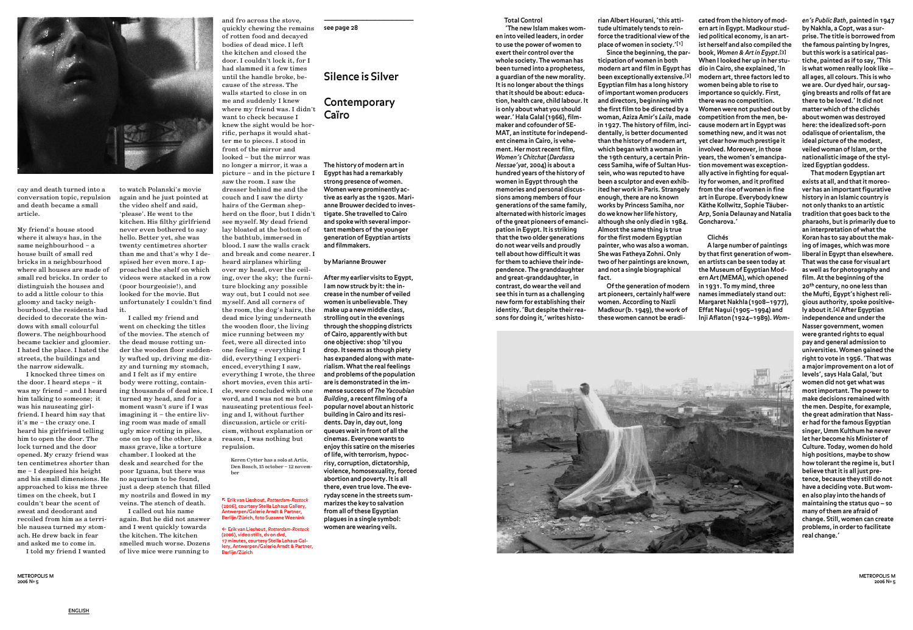cay and death turned into a conversation topic, repulsion and death became a small article.

My friend's house stood where it always has, in the same neighbourhood – a house built of small red bricks in a neighbourhood where all houses are made of small red bricks. In order to distinguish the houses and to add a little colour to this gloomy and tacky neighbourhood, the residents had decided to decorate the windows with small colourful flowers. The neighbourhood became tackier and gloomier. I hated the place. I hated the streets, the buildings and the narrow sidewalk.

I knocked three times on the door. I heard steps – it was my friend – and I heard him talking to someone; it was his nauseating girlfriend. I heard him say that it's me – the crazy one. I heard his girlfriend telling him to open the door. The lock turned and the door opened. My crazy friend was ten centimetres shorter than me – I despised his height and his small dimensions. He approached to kiss me three times on the cheek, but I couldn't bear the scent of sweat and deodorant and recoiled from him as a terrible nausea turned my stomach. He drew back in fear and asked me to come in.

I told my friend I wanted to watch Polanski's movie again and he just pointed at the video shelf and said, 'please'. He went to the kitchen. His filthy girlfriend never even bothered to say hello. Better yet, she was twenty centimetres shorter than me and that's why I despised her even more. I approached the shelf on which videos were stacked in a row (poor bourgeoisie!), and looked for the movie. But unfortunately I couldn't find it.

I called my friend and went on checking the titles of the movies. The stench of the dead mouse rotting under the wooden floor suddenly wafted up, driving me dizzy and turning my stomach, and I felt as if my entire body were rotting, containing thousands of dead mice. I turned my head, and for a moment wasn't sure if I was imagining it – the entire living room was made of small ugly mice rotting in piles, one on top of the other, like a mass grave, like a torture chamber. I looked at the desk and searched for the poor Iguana, but there was no aquarium to be found, just a deep stench that filled my nostrils and flowed in my veins. The stench of death.

I called out his name again. But he did not answer and I went quickly towards the kitchen. The kitchen smelled much worse. Dozens of live mice were running to and fro across the stove, quickly chewing the remains of rotten food and decayed bodies of dead mice. I left the kitchen and closed the door. I couldn't lock it, for I had slammed it a few times until the handle broke, because of the stress. The walls started to close in on me and suddenly I knew where my friend was. I didn't want to check because I knew the sight would be horrific, perhaps it would shatter me to pieces. I stood in front of the mirror and looked – but the mirror was no longer a mirror, it was a picture – and in the picture I saw the room. I saw the dresser behind me and the couch and I saw the dirty hairs of the German shepherd on the floor, but I didn't see myself. My dead friend lay bloated at the bottom of the bathtub, immersed in blood. I saw the walls crack and break and come nearer. I heard airplanes whirling over my head, over the ceiling, over the sky; the furniture blocking any possible way out, but I could not see myself. And all corners of the room, the dog's hairs, the dead mice lying underneath the wooden floor, the living mice running between my feet, were all directed into one feeling – everything I did, everything I experienced, everything I saw, everything I wrote, the three short movies, even this article, were concluded with one word, and I was not me but a nauseating pretentious feeling and I, without further discussion, article or criticism, without explanation or reason, I was nothing but repulsion.

Keren Cytter has a solo at Artis, Den Bosch, 15 october – 12 november

↖ Erik van Lieshout, *Rotterdam-Rostock* (2006), courtesy Stella Lohaus Gallery, Antwerpen/Galerie Arndt & Partner, Berlijn/Zürich, foto Suzanne Weenink

← Erik van Lieshout, *Rotterdam-Rostock* (2006), video stills, dv on dvd, 17 minutes, courtesy Stella Lohaus Gallery, Antwerpen/Galerie Arndt & Partner, Berlijn/Zürich

see page 28

# Silence is Silver

## Contemporary Caïro

**The history of modern art in Egypt has had a remarkably strong presence of women. Women were prominently active as early as the 1920s. Marianne Brouwer decided to investigate. She travelled to Cairo and spoke with several important members of the younger generation of Egyptian artists and filmmakers.**

by Marianne Brouwer

After my earlier visits to Egypt, I am now struck by it: the increase in the number of veiled women is unbelievable. They make up a new middle class, strolling out in the evenings through the shopping districts of Cairo, apparently with but one objective: shop 'til you drop. It seems as though piety has expanded along with materialism. What the real feelings and problems of the population are is demonstrated in the immense success of *The Yacoubian Building*, a recent filming of a popular novel about an historic building in Cairo and its residents. Day in, day out, long queues wait in front of all the cinemas. Everyone wants to enjoy this satire on the miseries of life, with terrorism, hypocrisy, corruption, dictatorship, violence, homosexuality, forced abortion and poverty. It is all there, even true love. The everyday scene in the streets summarizes the key to salvation from all of these Egyptian plagues in a single symbol: women are wearing veils.

### Total Control

'The new Islam makes women into veiled leaders, in order to use the power of women to exert their control over the whole society. The woman has been turned into a prophetess, a guardian of the new morality. It is no longer about the things that it should be about: education, health care, child labour. It is only about what you should wear.' Hala Galal (1966), filmmaker and cofounder of SEMAT, an institute for independent cinema in Cairo, is vehement. Her most recent film, *Women's Chitchat* (*Dardassa Nessae'yat*, 2004) is about a hundred years of the history of women in Egypt through the memories and personal discussions among members of four generations of the same family, alternated with historic images of the great pioneers of emancipation in Egypt. It is striking that the two older generations do not wear veils and proudly tell about how difficult it was for them to achieve their independence. The granddaughter and great-granddaughter, in contrast, do wear the veil and see this in turn as a challenging new form for establishing their identity. 'But despite their reasons for doing it,' writes historian Albert Hourani, 'this attitude ultimately tends to reinforce the traditional view of the place of women in society.'[1]

Since the beginning, the participation of women in both modern art and film in Egypt has been exceptionally extensive.[2] Egyptian film has a long history of important women producers and directors, beginning with the first film to be directed by a woman, Aziza Amir's *Laila*, made in 1927. The history of film, incidentally, is better documented than the history of modern art, which began with a woman in the 19th century, a certain Princess Samiha, wife of Sultan Hussein, who was reputed to have been a sculptor and even exhibited her work in Paris. Strangely enough, there are no known works by Princess Samiha, nor do we know her life history, although she only died in 1984. Almost the same thing is true for the first modern Egyptian painter, who was also a woman. She was Fatheya Zohni. Only two of her paintings are known, and not a single biographical fact.

Of the generation of modern art pioneers, certainly half were women. According to Nazli Madkour (b. 1949), the work of these women cannot be eradicated from the history of modern art in Egypt. Madkour studied political economy, is an artist herself and also compiled the book, *Women & Art in Egypt*.[3] When I looked her up in her studio in Cairo, she explained, 'In modern art, three factors led to women being able to rise to importance so quickly. First, there was no competition. Women were not pushed out by competition from the men, because modern art in Egypt was something new, and it was not yet clear how much prestige it involved. Moreover, in those years, the women's emancipation movement was exceptionally active in fighting for equality for women, and it profited from the rise of women in fine art in Europe. Everybody knew Käthe Kollwitz, Sophie Täuber-Arp, Sonia Delaunay and Natalia Goncharova.'

### Clichés

A large number of paintings by that first generation of women artists can be seen today at the Museum of Egyptian Modern Art (MEMA), which opened in 1931. To my mind, three names immediately stand out: Margaret Nakhla (1908–1977), Effat Nagui (1905–1994) and Inji Aflaton (1924–1989). *Women's Public Bath*, painted in 1947 by Nakhla, a Copt, was a surprise. The title is borrowed from the famous painting by Ingres, but this work is a satirical pastiche, painted as if to say, 'This is what women really look like – all ages, all colours. This is who we are. Our dyed hair, our sagging breasts and rolls of fat are there to be loved.' It did not matter which of the clichés about women was destroyed here: the idealized soft-porn odalisque of orientalism, the ideal picture of the modest, veiled woman of Islam, or the nationalistic image of the stylized Egyptian goddess.

That modern Egyptian art exists at all, and that it moreover has an important figurative history in an Islamic country is not only thanks to an artistic tradition that goes back to the pharaohs, but is primarily due to an interpretation of what the Koran has to say about the making of images, which was more liberal in Egypt than elsewhere. That was the case for visual art as well as for photography and film. At the beginning of the 20th century, no one less than the Mufti, Egypt's highest religious authority, spoke positively about it.[4] After Egyptian independence and under the Nasser government, women were granted rights to equal pay and general admission to universities. Women gained the right to vote in 1956. 'That was a major improvement on a lot of levels', says Hala Galal, 'but women did not get what was most important. The power to make decisions remained with the men. Despite, for example, the great admiration that Nasser had for the famous Egyptian singer, Umm Kulthum he never let her become his Minister of Culture. Today, women do hold high positions, maybe to show how tolerant the regime is, but I believe that it is all just pretence, because they still do not have a deciding vote. But women also play into the hands of maintaining the status quo – so many of them are afraid of change. Still, women can create problems, in order to facilitate real change.'